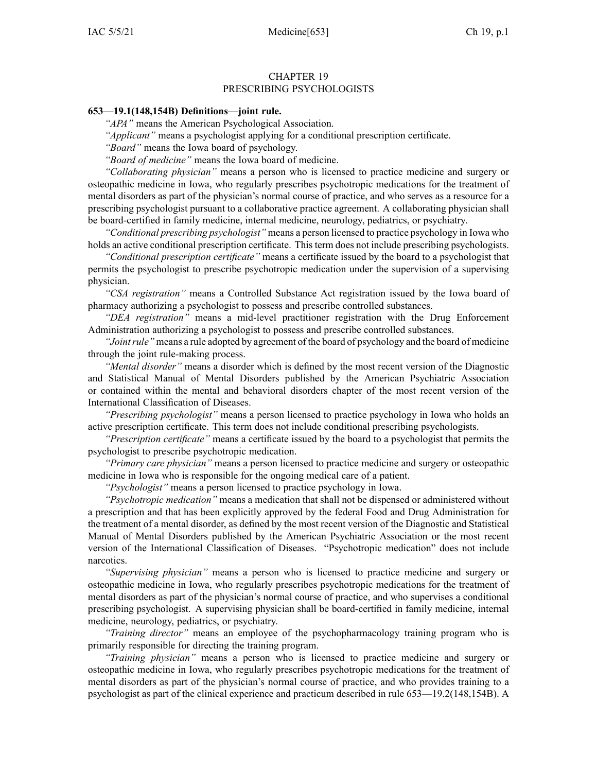# CHAPTER 19
# PRESCRIBING PSYCHOLOGISTS

**653—19.1(148,154B) Definitions—joint rule.**

*"APA"* means the American Psychological Association.

*"Applicant"* means a psychologist applying for a conditional prescription certificate.

*"Board"* means the Iowa board of psychology.

*"Board of medicine"* means the Iowa board of medicine.

*"Collaborating physician"* means a person who is licensed to practice medicine and surgery or osteopathic medicine in Iowa, who regularly prescribes psychotropic medications for the treatment of mental disorders as part of the physician's normal course of practice, and who serves as a resource for a prescribing psychologist pursuant to a collaborative practice agreement. A collaborating physician shall be board-certified in family medicine, internal medicine, neurology, pediatrics, or psychiatry.

*"Conditional prescribing psychologist"* means a person licensed to practice psychology in Iowa who holds an active conditional prescription certificate. This term does not include prescribing psychologists.

*"Conditional prescription certificate"* means a certificate issued by the board to a psychologist that permits the psychologist to prescribe psychotropic medication under the supervision of a supervising physician.

*"CSA registration"* means a Controlled Substance Act registration issued by the Iowa board of pharmacy authorizing a psychologist to possess and prescribe controlled substances.

*"DEA registration"* means a mid-level practitioner registration with the Drug Enforcement Administration authorizing a psychologist to possess and prescribe controlled substances.

*"Joint rule"* means a rule adopted by agreement of the board of psychology and the board of medicine through the joint rule-making process.

*"Mental disorder"* means a disorder which is defined by the most recent version of the Diagnostic and Statistical Manual of Mental Disorders published by the American Psychiatric Association or contained within the mental and behavioral disorders chapter of the most recent version of the International Classification of Diseases.

*"Prescribing psychologist"* means a person licensed to practice psychology in Iowa who holds an active prescription certificate. This term does not include conditional prescribing psychologists.

*"Prescription certificate"* means a certificate issued by the board to a psychologist that permits the psychologist to prescribe psychotropic medication.

*"Primary care physician"* means a person licensed to practice medicine and surgery or osteopathic medicine in Iowa who is responsible for the ongoing medical care of a patient.

*"Psychologist"* means a person licensed to practice psychology in Iowa.

*"Psychotropic medication"* means a medication that shall not be dispensed or administered without a prescription and that has been explicitly approved by the federal Food and Drug Administration for the treatment of a mental disorder, as defined by the most recent version of the Diagnostic and Statistical Manual of Mental Disorders published by the American Psychiatric Association or the most recent version of the International Classification of Diseases. "Psychotropic medication" does not include narcotics.

*"Supervising physician"* means a person who is licensed to practice medicine and surgery or osteopathic medicine in Iowa, who regularly prescribes psychotropic medications for the treatment of mental disorders as part of the physician's normal course of practice, and who supervises a conditional prescribing psychologist. A supervising physician shall be board-certified in family medicine, internal medicine, neurology, pediatrics, or psychiatry.

*"Training director"* means an employee of the psychopharmacology training program who is primarily responsible for directing the training program.

*"Training physician"* means a person who is licensed to practice medicine and surgery or osteopathic medicine in Iowa, who regularly prescribes psychotropic medications for the treatment of mental disorders as part of the physician's normal course of practice, and who provides training to a psychologist as part of the clinical experience and practicum described in rule 653—19.2(148,154B). A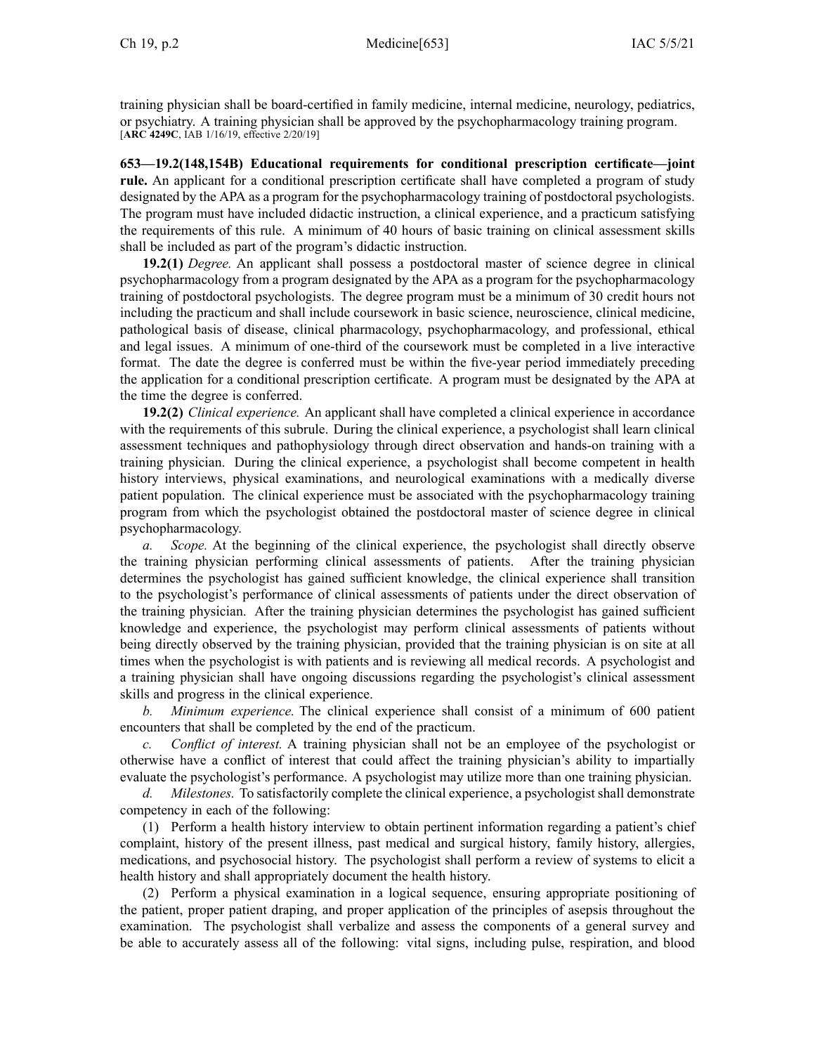training physician shall be board-certified in family medicine, internal medicine, neurology, pediatrics, or psychiatry. A training physician shall be approved by the psychopharmacology training program.
[**ARC 4249C**, IAB 1/16/19, effective 2/20/19]

**653—19.2(148,154B) Educational requirements for conditional prescription certificate—joint rule.** An applicant for a conditional prescription certificate shall have completed a program of study designated by the APA as a program for the psychopharmacology training of postdoctoral psychologists. The program must have included didactic instruction, a clinical experience, and a practicum satisfying the requirements of this rule. A minimum of 40 hours of basic training on clinical assessment skills shall be included as part of the program's didactic instruction.

**19.2(1)** *Degree.* An applicant shall possess a postdoctoral master of science degree in clinical psychopharmacology from a program designated by the APA as a program for the psychopharmacology training of postdoctoral psychologists. The degree program must be a minimum of 30 credit hours not including the practicum and shall include coursework in basic science, neuroscience, clinical medicine, pathological basis of disease, clinical pharmacology, psychopharmacology, and professional, ethical and legal issues. A minimum of one-third of the coursework must be completed in a live interactive format. The date the degree is conferred must be within the five-year period immediately preceding the application for a conditional prescription certificate. A program must be designated by the APA at the time the degree is conferred.

**19.2(2)** *Clinical experience.* An applicant shall have completed a clinical experience in accordance with the requirements of this subrule. During the clinical experience, a psychologist shall learn clinical assessment techniques and pathophysiology through direct observation and hands-on training with a training physician. During the clinical experience, a psychologist shall become competent in health history interviews, physical examinations, and neurological examinations with a medically diverse patient population. The clinical experience must be associated with the psychopharmacology training program from which the psychologist obtained the postdoctoral master of science degree in clinical psychopharmacology.

*a.* *Scope.* At the beginning of the clinical experience, the psychologist shall directly observe the training physician performing clinical assessments of patients. After the training physician determines the psychologist has gained sufficient knowledge, the clinical experience shall transition to the psychologist's performance of clinical assessments of patients under the direct observation of the training physician. After the training physician determines the psychologist has gained sufficient knowledge and experience, the psychologist may perform clinical assessments of patients without being directly observed by the training physician, provided that the training physician is on site at all times when the psychologist is with patients and is reviewing all medical records. A psychologist and a training physician shall have ongoing discussions regarding the psychologist's clinical assessment skills and progress in the clinical experience.

*b.* *Minimum experience.* The clinical experience shall consist of a minimum of 600 patient encounters that shall be completed by the end of the practicum.

*c.* *Conflict of interest.* A training physician shall not be an employee of the psychologist or otherwise have a conflict of interest that could affect the training physician's ability to impartially evaluate the psychologist's performance. A psychologist may utilize more than one training physician.

*d.* *Milestones.* To satisfactorily complete the clinical experience, a psychologist shall demonstrate competency in each of the following:

(1) Perform a health history interview to obtain pertinent information regarding a patient's chief complaint, history of the present illness, past medical and surgical history, family history, allergies, medications, and psychosocial history. The psychologist shall perform a review of systems to elicit a health history and shall appropriately document the health history.

(2) Perform a physical examination in a logical sequence, ensuring appropriate positioning of the patient, proper patient draping, and proper application of the principles of asepsis throughout the examination. The psychologist shall verbalize and assess the components of a general survey and be able to accurately assess all of the following: vital signs, including pulse, respiration, and blood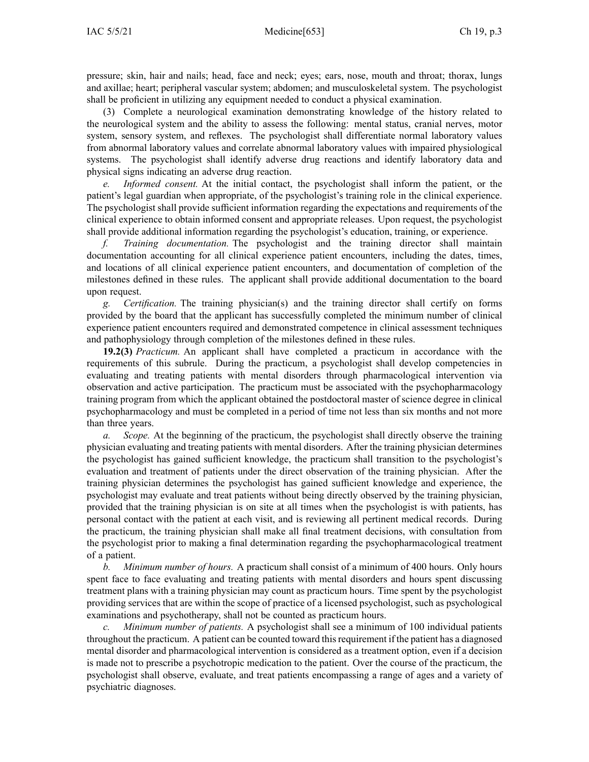pressure; skin, hair and nails; head, face and neck; eyes; ears, nose, mouth and throat; thorax, lungs and axillae; heart; peripheral vascular system; abdomen; and musculoskeletal system. The psychologist shall be proficient in utilizing any equipment needed to conduct a physical examination.

(3) Complete a neurological examination demonstrating knowledge of the history related to the neurological system and the ability to assess the following: mental status, cranial nerves, motor system, sensory system, and reflexes. The psychologist shall differentiate normal laboratory values from abnormal laboratory values and correlate abnormal laboratory values with impaired physiological systems. The psychologist shall identify adverse drug reactions and identify laboratory data and physical signs indicating an adverse drug reaction.

*e. Informed consent.* At the initial contact, the psychologist shall inform the patient, or the patient's legal guardian when appropriate, of the psychologist's training role in the clinical experience. The psychologist shall provide sufficient information regarding the expectations and requirements of the clinical experience to obtain informed consent and appropriate releases. Upon request, the psychologist shall provide additional information regarding the psychologist's education, training, or experience.

*f. Training documentation.* The psychologist and the training director shall maintain documentation accounting for all clinical experience patient encounters, including the dates, times, and locations of all clinical experience patient encounters, and documentation of completion of the milestones defined in these rules. The applicant shall provide additional documentation to the board upon request.

*g. Certification.* The training physician(s) and the training director shall certify on forms provided by the board that the applicant has successfully completed the minimum number of clinical experience patient encounters required and demonstrated competence in clinical assessment techniques and pathophysiology through completion of the milestones defined in these rules.

**19.2(3)** *Practicum.* An applicant shall have completed a practicum in accordance with the requirements of this subrule. During the practicum, a psychologist shall develop competencies in evaluating and treating patients with mental disorders through pharmacological intervention via observation and active participation. The practicum must be associated with the psychopharmacology training program from which the applicant obtained the postdoctoral master of science degree in clinical psychopharmacology and must be completed in a period of time not less than six months and not more than three years.

*a. Scope.* At the beginning of the practicum, the psychologist shall directly observe the training physician evaluating and treating patients with mental disorders. After the training physician determines the psychologist has gained sufficient knowledge, the practicum shall transition to the psychologist's evaluation and treatment of patients under the direct observation of the training physician. After the training physician determines the psychologist has gained sufficient knowledge and experience, the psychologist may evaluate and treat patients without being directly observed by the training physician, provided that the training physician is on site at all times when the psychologist is with patients, has personal contact with the patient at each visit, and is reviewing all pertinent medical records. During the practicum, the training physician shall make all final treatment decisions, with consultation from the psychologist prior to making a final determination regarding the psychopharmacological treatment of a patient.

*b. Minimum number of hours.* A practicum shall consist of a minimum of 400 hours. Only hours spent face to face evaluating and treating patients with mental disorders and hours spent discussing treatment plans with a training physician may count as practicum hours. Time spent by the psychologist providing services that are within the scope of practice of a licensed psychologist, such as psychological examinations and psychotherapy, shall not be counted as practicum hours.

*c. Minimum number of patients.* A psychologist shall see a minimum of 100 individual patients throughout the practicum. A patient can be counted toward this requirement if the patient has a diagnosed mental disorder and pharmacological intervention is considered as a treatment option, even if a decision is made not to prescribe a psychotropic medication to the patient. Over the course of the practicum, the psychologist shall observe, evaluate, and treat patients encompassing a range of ages and a variety of psychiatric diagnoses.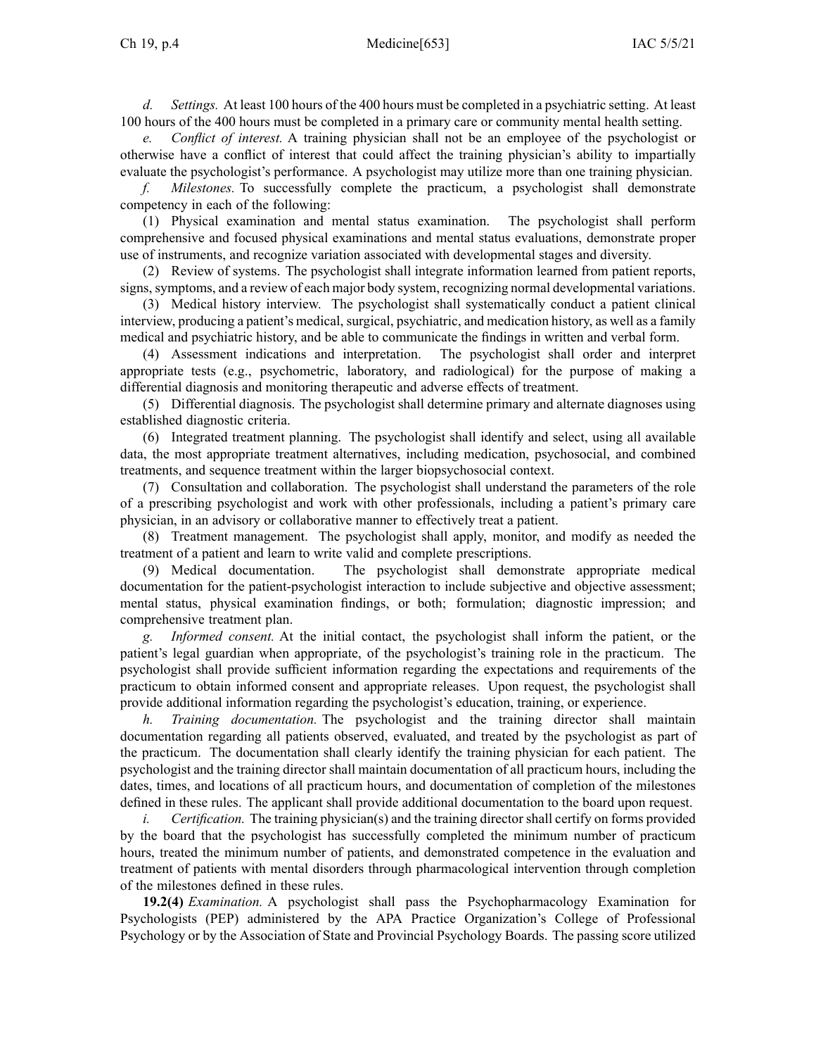*d. Settings.* At least 100 hours of the 400 hours must be completed in a psychiatric setting. At least 100 hours of the 400 hours must be completed in a primary care or community mental health setting.

*e. Conflict of interest.* A training physician shall not be an employee of the psychologist or otherwise have a conflict of interest that could affect the training physician's ability to impartially evaluate the psychologist's performance. A psychologist may utilize more than one training physician.

*f. Milestones.* To successfully complete the practicum, a psychologist shall demonstrate competency in each of the following:

(1) Physical examination and mental status examination. The psychologist shall perform comprehensive and focused physical examinations and mental status evaluations, demonstrate proper use of instruments, and recognize variation associated with developmental stages and diversity.

(2) Review of systems. The psychologist shall integrate information learned from patient reports, signs, symptoms, and a review of each major body system, recognizing normal developmental variations.

(3) Medical history interview. The psychologist shall systematically conduct a patient clinical interview, producing a patient's medical, surgical, psychiatric, and medication history, as well as a family medical and psychiatric history, and be able to communicate the findings in written and verbal form.

(4) Assessment indications and interpretation. The psychologist shall order and interpret appropriate tests (e.g., psychometric, laboratory, and radiological) for the purpose of making a differential diagnosis and monitoring therapeutic and adverse effects of treatment.

(5) Differential diagnosis. The psychologist shall determine primary and alternate diagnoses using established diagnostic criteria.

(6) Integrated treatment planning. The psychologist shall identify and select, using all available data, the most appropriate treatment alternatives, including medication, psychosocial, and combined treatments, and sequence treatment within the larger biopsychosocial context.

(7) Consultation and collaboration. The psychologist shall understand the parameters of the role of a prescribing psychologist and work with other professionals, including a patient's primary care physician, in an advisory or collaborative manner to effectively treat a patient.

(8) Treatment management. The psychologist shall apply, monitor, and modify as needed the treatment of a patient and learn to write valid and complete prescriptions.

(9) Medical documentation. The psychologist shall demonstrate appropriate medical documentation for the patient-psychologist interaction to include subjective and objective assessment; mental status, physical examination findings, or both; formulation; diagnostic impression; and comprehensive treatment plan.

*g. Informed consent.* At the initial contact, the psychologist shall inform the patient, or the patient's legal guardian when appropriate, of the psychologist's training role in the practicum. The psychologist shall provide sufficient information regarding the expectations and requirements of the practicum to obtain informed consent and appropriate releases. Upon request, the psychologist shall provide additional information regarding the psychologist's education, training, or experience.

*h. Training documentation.* The psychologist and the training director shall maintain documentation regarding all patients observed, evaluated, and treated by the psychologist as part of the practicum. The documentation shall clearly identify the training physician for each patient. The psychologist and the training director shall maintain documentation of all practicum hours, including the dates, times, and locations of all practicum hours, and documentation of completion of the milestones defined in these rules. The applicant shall provide additional documentation to the board upon request.

*i. Certification.* The training physician(s) and the training director shall certify on forms provided by the board that the psychologist has successfully completed the minimum number of practicum hours, treated the minimum number of patients, and demonstrated competence in the evaluation and treatment of patients with mental disorders through pharmacological intervention through completion of the milestones defined in these rules.

**19.2(4)** *Examination.* A psychologist shall pass the Psychopharmacology Examination for Psychologists (PEP) administered by the APA Practice Organization's College of Professional Psychology or by the Association of State and Provincial Psychology Boards. The passing score utilized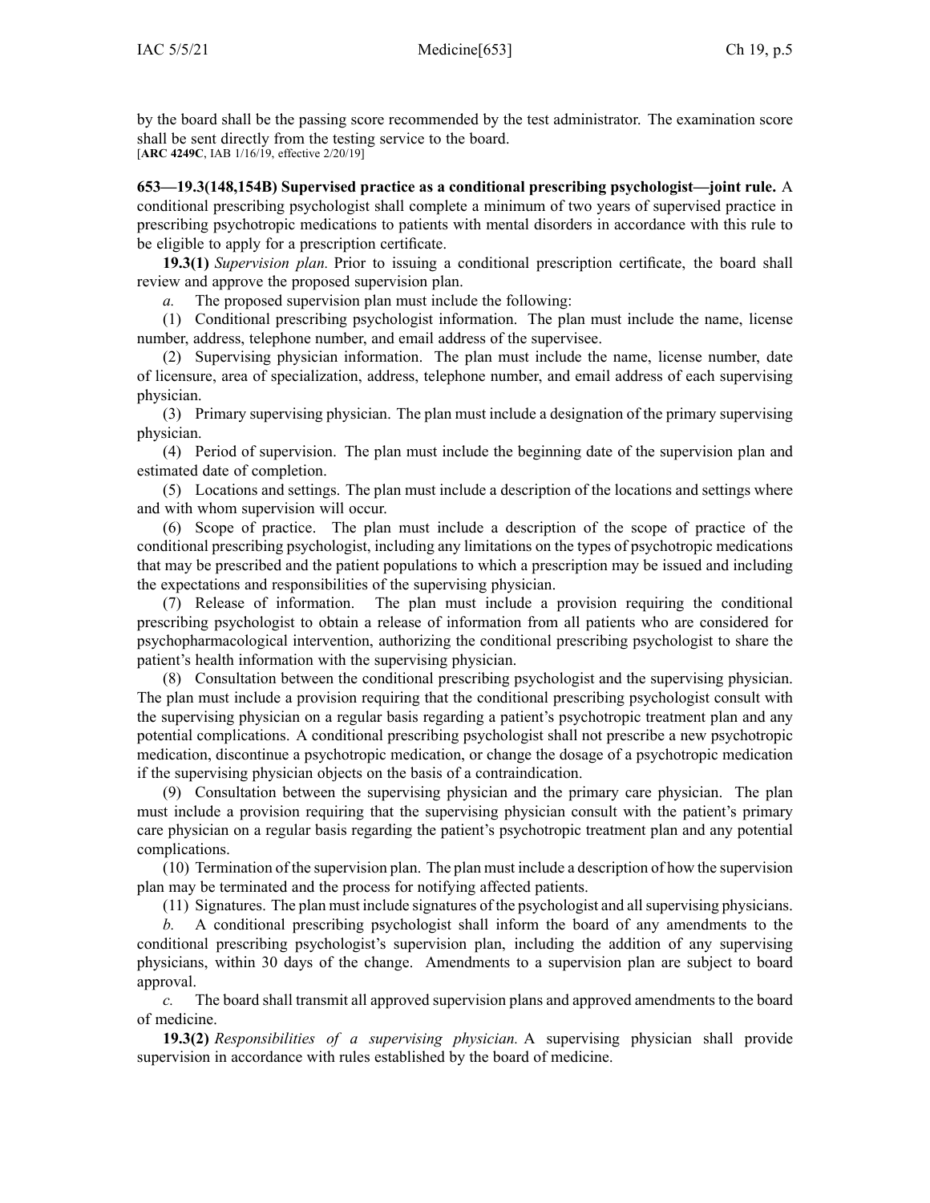by the board shall be the passing score recommended by the test administrator. The examination score shall be sent directly from the testing service to the board.
[**ARC 4249C**, IAB 1/16/19, effective 2/20/19]

**653—19.3(148,154B) Supervised practice as a conditional prescribing psychologist—joint rule.** A conditional prescribing psychologist shall complete a minimum of two years of supervised practice in prescribing psychotropic medications to patients with mental disorders in accordance with this rule to be eligible to apply for a prescription certificate.

**19.3(1)** *Supervision plan.* Prior to issuing a conditional prescription certificate, the board shall review and approve the proposed supervision plan.

*a.* The proposed supervision plan must include the following:

(1) Conditional prescribing psychologist information. The plan must include the name, license number, address, telephone number, and email address of the supervisee.

(2) Supervising physician information. The plan must include the name, license number, date of licensure, area of specialization, address, telephone number, and email address of each supervising physician.

(3) Primary supervising physician. The plan must include a designation of the primary supervising physician.

(4) Period of supervision. The plan must include the beginning date of the supervision plan and estimated date of completion.

(5) Locations and settings. The plan must include a description of the locations and settings where and with whom supervision will occur.

(6) Scope of practice. The plan must include a description of the scope of practice of the conditional prescribing psychologist, including any limitations on the types of psychotropic medications that may be prescribed and the patient populations to which a prescription may be issued and including the expectations and responsibilities of the supervising physician.

(7) Release of information. The plan must include a provision requiring the conditional prescribing psychologist to obtain a release of information from all patients who are considered for psychopharmacological intervention, authorizing the conditional prescribing psychologist to share the patient's health information with the supervising physician.

(8) Consultation between the conditional prescribing psychologist and the supervising physician. The plan must include a provision requiring that the conditional prescribing psychologist consult with the supervising physician on a regular basis regarding a patient's psychotropic treatment plan and any potential complications. A conditional prescribing psychologist shall not prescribe a new psychotropic medication, discontinue a psychotropic medication, or change the dosage of a psychotropic medication if the supervising physician objects on the basis of a contraindication.

(9) Consultation between the supervising physician and the primary care physician. The plan must include a provision requiring that the supervising physician consult with the patient's primary care physician on a regular basis regarding the patient's psychotropic treatment plan and any potential complications.

(10) Termination of the supervision plan. The plan must include a description of how the supervision plan may be terminated and the process for notifying affected patients.

(11) Signatures. The plan must include signatures of the psychologist and all supervising physicians.

*b.* A conditional prescribing psychologist shall inform the board of any amendments to the conditional prescribing psychologist's supervision plan, including the addition of any supervising physicians, within 30 days of the change. Amendments to a supervision plan are subject to board approval.

*c.* The board shall transmit all approved supervision plans and approved amendments to the board of medicine.

**19.3(2)** *Responsibilities of a supervising physician.* A supervising physician shall provide supervision in accordance with rules established by the board of medicine.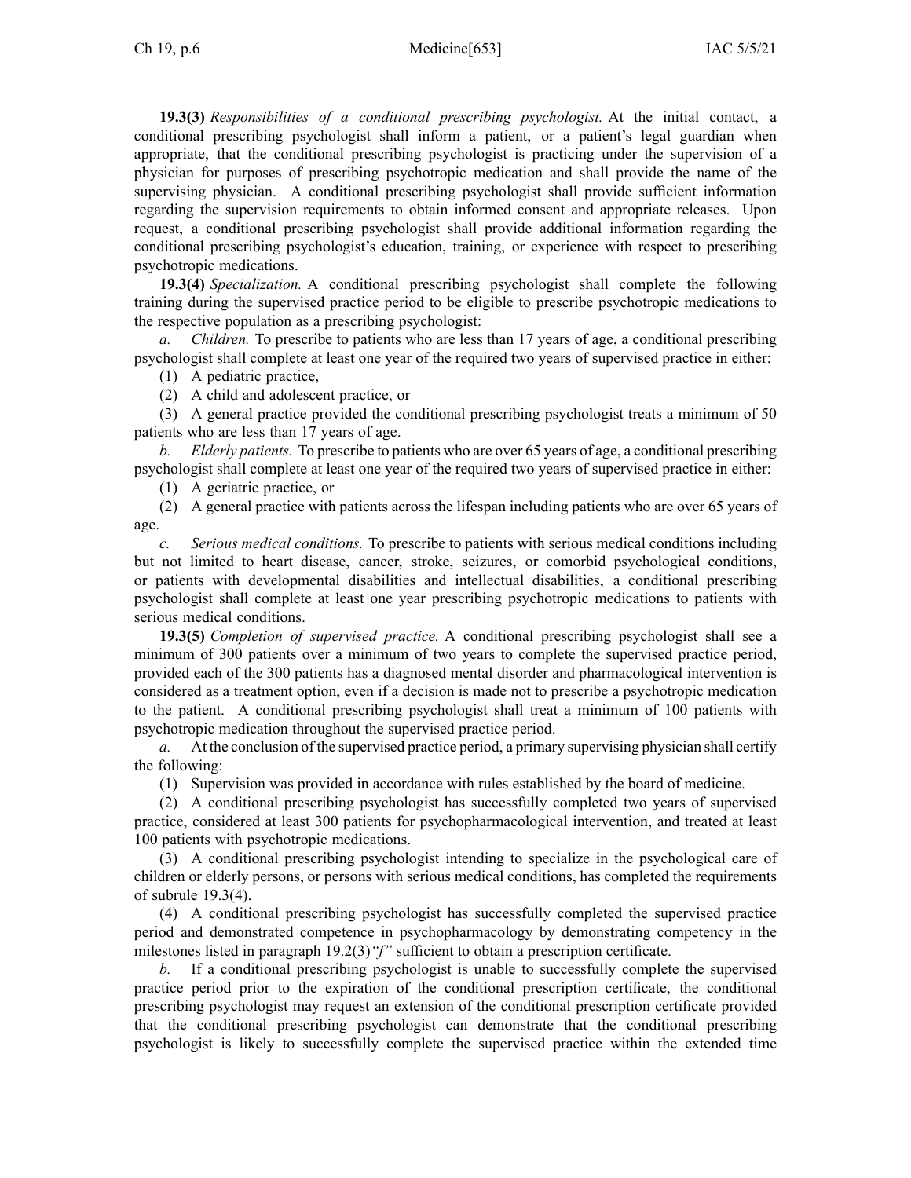**19.3(3)** *Responsibilities of a conditional prescribing psychologist.* At the initial contact, a conditional prescribing psychologist shall inform a patient, or a patient's legal guardian when appropriate, that the conditional prescribing psychologist is practicing under the supervision of a physician for purposes of prescribing psychotropic medication and shall provide the name of the supervising physician. A conditional prescribing psychologist shall provide sufficient information regarding the supervision requirements to obtain informed consent and appropriate releases. Upon request, a conditional prescribing psychologist shall provide additional information regarding the conditional prescribing psychologist's education, training, or experience with respect to prescribing psychotropic medications.

**19.3(4)** *Specialization.* A conditional prescribing psychologist shall complete the following training during the supervised practice period to be eligible to prescribe psychotropic medications to the respective population as a prescribing psychologist:

*a. Children.* To prescribe to patients who are less than 17 years of age, a conditional prescribing psychologist shall complete at least one year of the required two years of supervised practice in either:

(1) A pediatric practice,

(2) A child and adolescent practice, or

(3) A general practice provided the conditional prescribing psychologist treats a minimum of 50 patients who are less than 17 years of age.

*b. Elderly patients.* To prescribe to patients who are over 65 years of age, a conditional prescribing psychologist shall complete at least one year of the required two years of supervised practice in either:

(1) A geriatric practice, or

(2) A general practice with patients across the lifespan including patients who are over 65 years of age.

*c. Serious medical conditions.* To prescribe to patients with serious medical conditions including but not limited to heart disease, cancer, stroke, seizures, or comorbid psychological conditions, or patients with developmental disabilities and intellectual disabilities, a conditional prescribing psychologist shall complete at least one year prescribing psychotropic medications to patients with serious medical conditions.

**19.3(5)** *Completion of supervised practice.* A conditional prescribing psychologist shall see a minimum of 300 patients over a minimum of two years to complete the supervised practice period, provided each of the 300 patients has a diagnosed mental disorder and pharmacological intervention is considered as a treatment option, even if a decision is made not to prescribe a psychotropic medication to the patient. A conditional prescribing psychologist shall treat a minimum of 100 patients with psychotropic medication throughout the supervised practice period.

*a.* At the conclusion of the supervised practice period, a primary supervising physician shall certify the following:

(1) Supervision was provided in accordance with rules established by the board of medicine.

(2) A conditional prescribing psychologist has successfully completed two years of supervised practice, considered at least 300 patients for psychopharmacological intervention, and treated at least 100 patients with psychotropic medications.

(3) A conditional prescribing psychologist intending to specialize in the psychological care of children or elderly persons, or persons with serious medical conditions, has completed the requirements of subrule 19.3(4).

(4) A conditional prescribing psychologist has successfully completed the supervised practice period and demonstrated competence in psychopharmacology by demonstrating competency in the milestones listed in paragraph 19.2(3)*"f"* sufficient to obtain a prescription certificate.

*b.* If a conditional prescribing psychologist is unable to successfully complete the supervised practice period prior to the expiration of the conditional prescription certificate, the conditional prescribing psychologist may request an extension of the conditional prescription certificate provided that the conditional prescribing psychologist can demonstrate that the conditional prescribing psychologist is likely to successfully complete the supervised practice within the extended time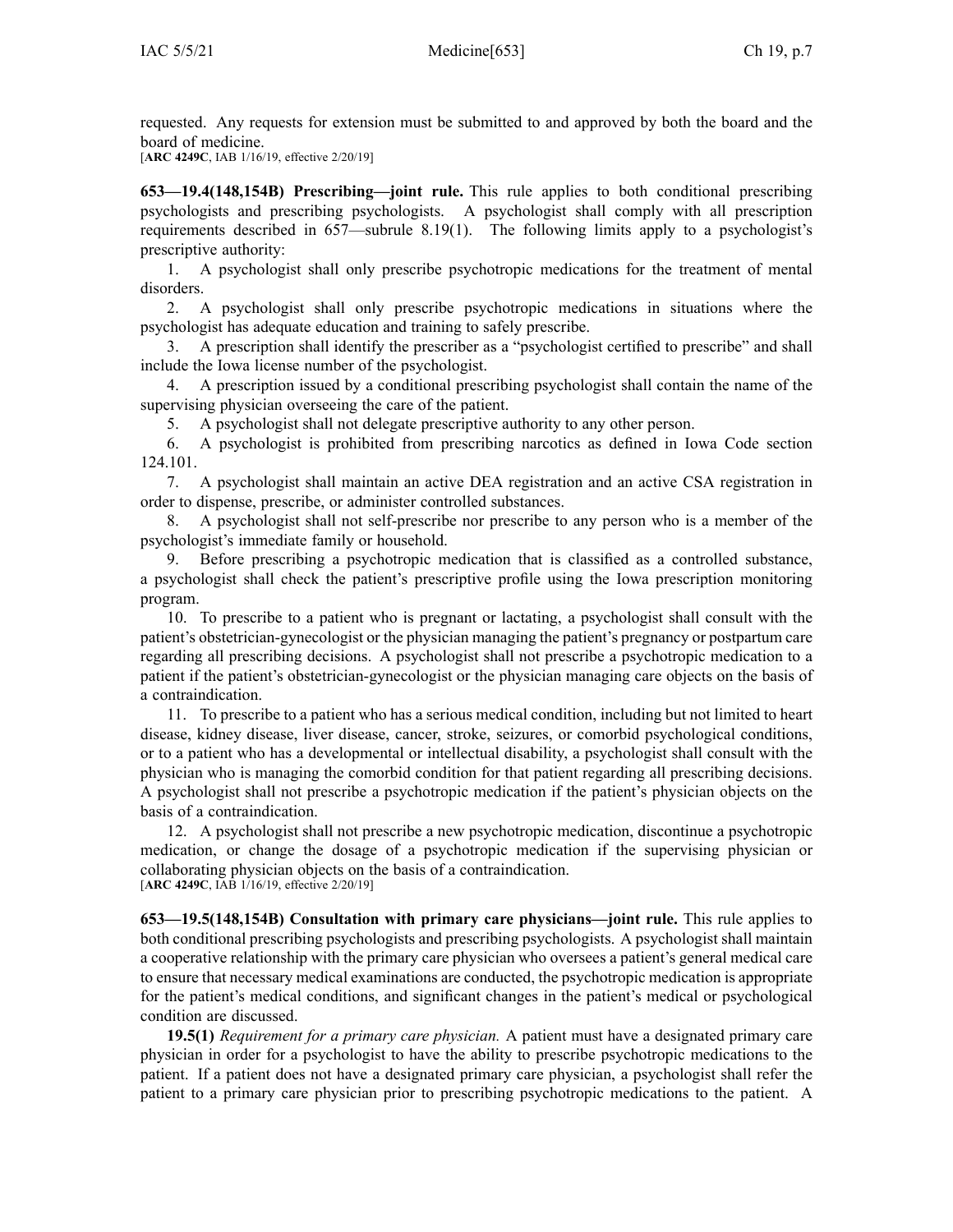requested. Any requests for extension must be submitted to and approved by both the board and the board of medicine.

[**ARC 4249C**, IAB 1/16/19, effective 2/20/19]

**653—19.4(148,154B) Prescribing—joint rule.** This rule applies to both conditional prescribing psychologists and prescribing psychologists. A psychologist shall comply with all prescription requirements described in 657—subrule 8.19(1). The following limits apply to a psychologist's prescriptive authority:

1. A psychologist shall only prescribe psychotropic medications for the treatment of mental disorders.
2. A psychologist shall only prescribe psychotropic medications in situations where the psychologist has adequate education and training to safely prescribe.
3. A prescription shall identify the prescriber as a "psychologist certified to prescribe" and shall include the Iowa license number of the psychologist.
4. A prescription issued by a conditional prescribing psychologist shall contain the name of the supervising physician overseeing the care of the patient.
5. A psychologist shall not delegate prescriptive authority to any other person.
6. A psychologist is prohibited from prescribing narcotics as defined in Iowa Code section 124.101.
7. A psychologist shall maintain an active DEA registration and an active CSA registration in order to dispense, prescribe, or administer controlled substances.
8. A psychologist shall not self-prescribe nor prescribe to any person who is a member of the psychologist's immediate family or household.
9. Before prescribing a psychotropic medication that is classified as a controlled substance, a psychologist shall check the patient's prescriptive profile using the Iowa prescription monitoring program.
10. To prescribe to a patient who is pregnant or lactating, a psychologist shall consult with the patient's obstetrician-gynecologist or the physician managing the patient's pregnancy or postpartum care regarding all prescribing decisions. A psychologist shall not prescribe a psychotropic medication to a patient if the patient's obstetrician-gynecologist or the physician managing care objects on the basis of a contraindication.
11. To prescribe to a patient who has a serious medical condition, including but not limited to heart disease, kidney disease, liver disease, cancer, stroke, seizures, or comorbid psychological conditions, or to a patient who has a developmental or intellectual disability, a psychologist shall consult with the physician who is managing the comorbid condition for that patient regarding all prescribing decisions. A psychologist shall not prescribe a psychotropic medication if the patient's physician objects on the basis of a contraindication.
12. A psychologist shall not prescribe a new psychotropic medication, discontinue a psychotropic medication, or change the dosage of a psychotropic medication if the supervising physician or collaborating physician objects on the basis of a contraindication.

[**ARC 4249C**, IAB 1/16/19, effective 2/20/19]

**653—19.5(148,154B) Consultation with primary care physicians—joint rule.** This rule applies to both conditional prescribing psychologists and prescribing psychologists. A psychologist shall maintain a cooperative relationship with the primary care physician who oversees a patient's general medical care to ensure that necessary medical examinations are conducted, the psychotropic medication is appropriate for the patient's medical conditions, and significant changes in the patient's medical or psychological condition are discussed.

**19.5(1)** *Requirement for a primary care physician.* A patient must have a designated primary care physician in order for a psychologist to have the ability to prescribe psychotropic medications to the patient. If a patient does not have a designated primary care physician, a psychologist shall refer the patient to a primary care physician prior to prescribing psychotropic medications to the patient. A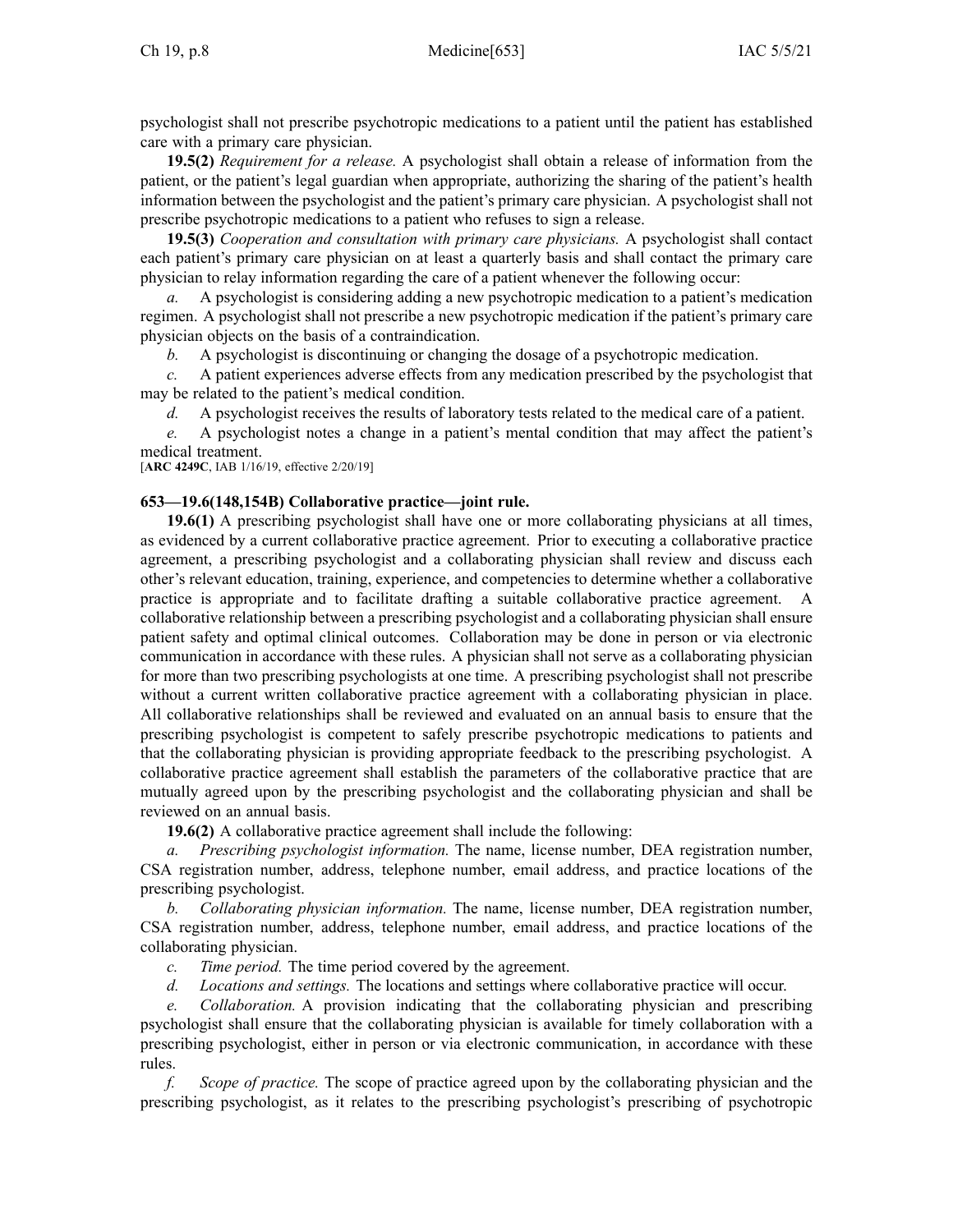psychologist shall not prescribe psychotropic medications to a patient until the patient has established care with a primary care physician.

**19.5(2)** *Requirement for a release.* A psychologist shall obtain a release of information from the patient, or the patient's legal guardian when appropriate, authorizing the sharing of the patient's health information between the psychologist and the patient's primary care physician. A psychologist shall not prescribe psychotropic medications to a patient who refuses to sign a release.

**19.5(3)** *Cooperation and consultation with primary care physicians.* A psychologist shall contact each patient's primary care physician on at least a quarterly basis and shall contact the primary care physician to relay information regarding the care of a patient whenever the following occur:

*a.* A psychologist is considering adding a new psychotropic medication to a patient's medication regimen. A psychologist shall not prescribe a new psychotropic medication if the patient's primary care physician objects on the basis of a contraindication.

*b.* A psychologist is discontinuing or changing the dosage of a psychotropic medication.

*c.* A patient experiences adverse effects from any medication prescribed by the psychologist that may be related to the patient's medical condition.

*d.* A psychologist receives the results of laboratory tests related to the medical care of a patient.

*e.* A psychologist notes a change in a patient's mental condition that may affect the patient's medical treatment.

[**ARC 4249C**, IAB 1/16/19, effective 2/20/19]

### 653—19.6(148,154B) Collaborative practice—joint rule.

**19.6(1)** A prescribing psychologist shall have one or more collaborating physicians at all times, as evidenced by a current collaborative practice agreement. Prior to executing a collaborative practice agreement, a prescribing psychologist and a collaborating physician shall review and discuss each other's relevant education, training, experience, and competencies to determine whether a collaborative practice is appropriate and to facilitate drafting a suitable collaborative practice agreement. A collaborative relationship between a prescribing psychologist and a collaborating physician shall ensure patient safety and optimal clinical outcomes. Collaboration may be done in person or via electronic communication in accordance with these rules. A physician shall not serve as a collaborating physician for more than two prescribing psychologists at one time. A prescribing psychologist shall not prescribe without a current written collaborative practice agreement with a collaborating physician in place. All collaborative relationships shall be reviewed and evaluated on an annual basis to ensure that the prescribing psychologist is competent to safely prescribe psychotropic medications to patients and that the collaborating physician is providing appropriate feedback to the prescribing psychologist. A collaborative practice agreement shall establish the parameters of the collaborative practice that are mutually agreed upon by the prescribing psychologist and the collaborating physician and shall be reviewed on an annual basis.

**19.6(2)** A collaborative practice agreement shall include the following:

*a.* *Prescribing psychologist information.* The name, license number, DEA registration number, CSA registration number, address, telephone number, email address, and practice locations of the prescribing psychologist.

*b.* *Collaborating physician information.* The name, license number, DEA registration number, CSA registration number, address, telephone number, email address, and practice locations of the collaborating physician.

*c.* *Time period.* The time period covered by the agreement.

*d.* *Locations and settings.* The locations and settings where collaborative practice will occur.

*e.* *Collaboration.* A provision indicating that the collaborating physician and prescribing psychologist shall ensure that the collaborating physician is available for timely collaboration with a prescribing psychologist, either in person or via electronic communication, in accordance with these rules.

*f.* *Scope of practice.* The scope of practice agreed upon by the collaborating physician and the prescribing psychologist, as it relates to the prescribing psychologist's prescribing of psychotropic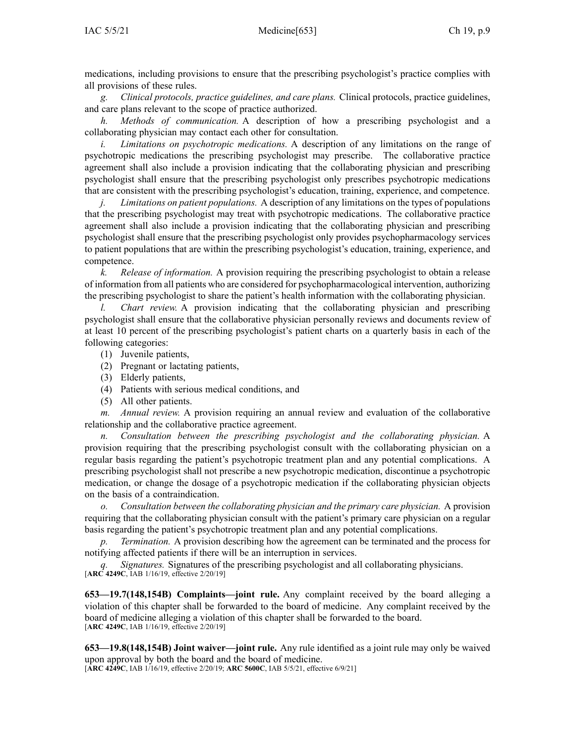medications, including provisions to ensure that the prescribing psychologist's practice complies with all provisions of these rules.

*g. Clinical protocols, practice guidelines, and care plans.* Clinical protocols, practice guidelines, and care plans relevant to the scope of practice authorized.

*h. Methods of communication.* A description of how a prescribing psychologist and a collaborating physician may contact each other for consultation.

*i. Limitations on psychotropic medications.* A description of any limitations on the range of psychotropic medications the prescribing psychologist may prescribe. The collaborative practice agreement shall also include a provision indicating that the collaborating physician and prescribing psychologist shall ensure that the prescribing psychologist only prescribes psychotropic medications that are consistent with the prescribing psychologist's education, training, experience, and competence.

*j. Limitations on patient populations.* A description of any limitations on the types of populations that the prescribing psychologist may treat with psychotropic medications. The collaborative practice agreement shall also include a provision indicating that the collaborating physician and prescribing psychologist shall ensure that the prescribing psychologist only provides psychopharmacology services to patient populations that are within the prescribing psychologist's education, training, experience, and competence.

*k. Release of information.* A provision requiring the prescribing psychologist to obtain a release of information from all patients who are considered for psychopharmacological intervention, authorizing the prescribing psychologist to share the patient's health information with the collaborating physician.

*l. Chart review.* A provision indicating that the collaborating physician and prescribing psychologist shall ensure that the collaborative physician personally reviews and documents review of at least 10 percent of the prescribing psychologist's patient charts on a quarterly basis in each of the following categories:

(1) Juvenile patients,

(2) Pregnant or lactating patients,

(3) Elderly patients,

(4) Patients with serious medical conditions, and

(5) All other patients.

*m. Annual review.* A provision requiring an annual review and evaluation of the collaborative relationship and the collaborative practice agreement.

*n. Consultation between the prescribing psychologist and the collaborating physician.* A provision requiring that the prescribing psychologist consult with the collaborating physician on a regular basis regarding the patient's psychotropic treatment plan and any potential complications. A prescribing psychologist shall not prescribe a new psychotropic medication, discontinue a psychotropic medication, or change the dosage of a psychotropic medication if the collaborating physician objects on the basis of a contraindication.

*o. Consultation between the collaborating physician and the primary care physician.* A provision requiring that the collaborating physician consult with the patient's primary care physician on a regular basis regarding the patient's psychotropic treatment plan and any potential complications.

*p. Termination.* A provision describing how the agreement can be terminated and the process for notifying affected patients if there will be an interruption in services.

*q. Signatures.* Signatures of the prescribing psychologist and all collaborating physicians.
[**ARC 4249C**, IAB 1/16/19, effective 2/20/19]

**653—19.7(148,154B) Complaints—joint rule.** Any complaint received by the board alleging a violation of this chapter shall be forwarded to the board of medicine. Any complaint received by the board of medicine alleging a violation of this chapter shall be forwarded to the board.
[**ARC 4249C**, IAB 1/16/19, effective 2/20/19]

**653—19.8(148,154B) Joint waiver—joint rule.** Any rule identified as a joint rule may only be waived upon approval by both the board and the board of medicine.
[**ARC 4249C**, IAB 1/16/19, effective 2/20/19; **ARC 5600C**, IAB 5/5/21, effective 6/9/21]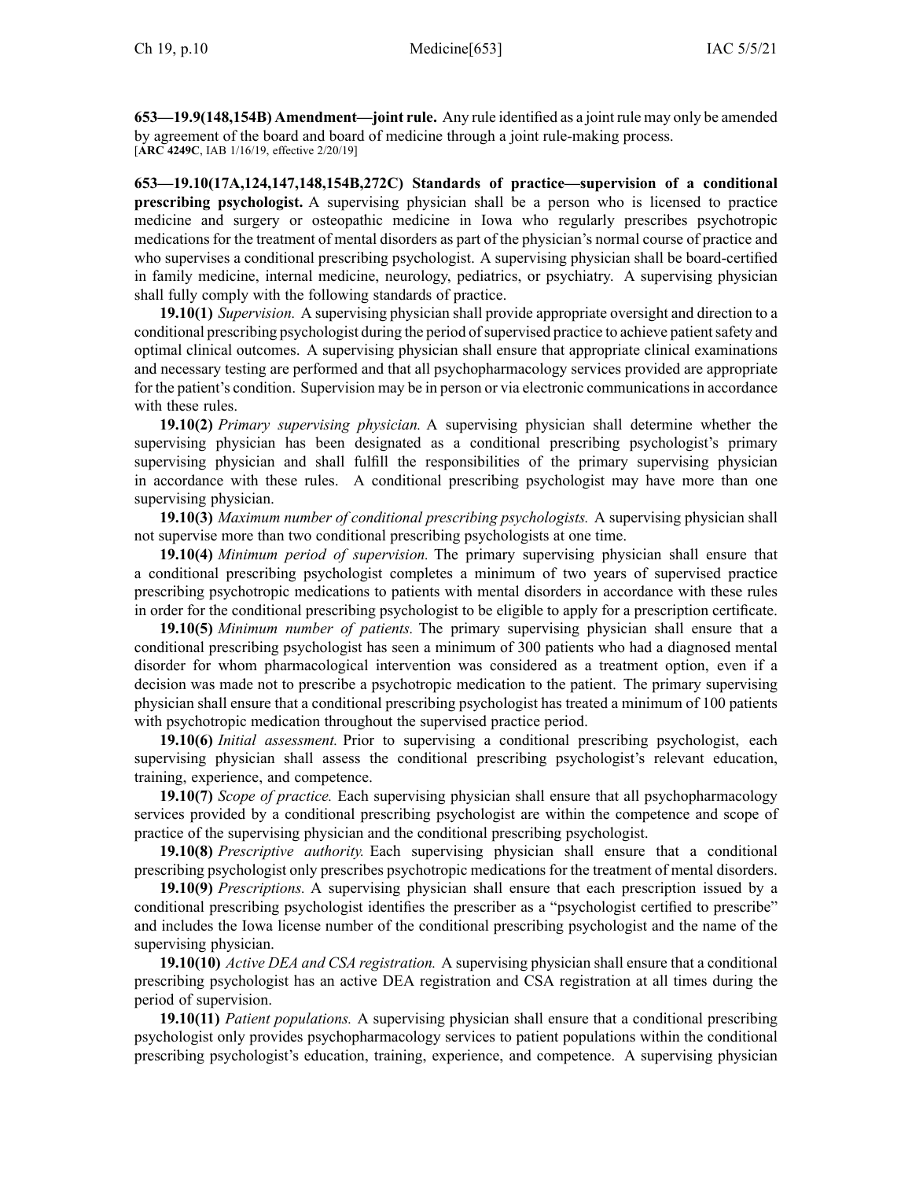**653—19.9(148,154B) Amendment—joint rule.** Any rule identified as a joint rule may only be amended by agreement of the board and board of medicine through a joint rule-making process.
[**ARC 4249C**, IAB 1/16/19, effective 2/20/19]

**653—19.10(17A,124,147,148,154B,272C) Standards of practice—supervision of a conditional prescribing psychologist.** A supervising physician shall be a person who is licensed to practice medicine and surgery or osteopathic medicine in Iowa who regularly prescribes psychotropic medications for the treatment of mental disorders as part of the physician's normal course of practice and who supervises a conditional prescribing psychologist. A supervising physician shall be board-certified in family medicine, internal medicine, neurology, pediatrics, or psychiatry. A supervising physician shall fully comply with the following standards of practice.

**19.10(1)** *Supervision.* A supervising physician shall provide appropriate oversight and direction to a conditional prescribing psychologist during the period of supervised practice to achieve patient safety and optimal clinical outcomes. A supervising physician shall ensure that appropriate clinical examinations and necessary testing are performed and that all psychopharmacology services provided are appropriate for the patient's condition. Supervision may be in person or via electronic communications in accordance with these rules.

**19.10(2)** *Primary supervising physician.* A supervising physician shall determine whether the supervising physician has been designated as a conditional prescribing psychologist's primary supervising physician and shall fulfill the responsibilities of the primary supervising physician in accordance with these rules. A conditional prescribing psychologist may have more than one supervising physician.

**19.10(3)** *Maximum number of conditional prescribing psychologists.* A supervising physician shall not supervise more than two conditional prescribing psychologists at one time.

**19.10(4)** *Minimum period of supervision.* The primary supervising physician shall ensure that a conditional prescribing psychologist completes a minimum of two years of supervised practice prescribing psychotropic medications to patients with mental disorders in accordance with these rules in order for the conditional prescribing psychologist to be eligible to apply for a prescription certificate.

**19.10(5)** *Minimum number of patients.* The primary supervising physician shall ensure that a conditional prescribing psychologist has seen a minimum of 300 patients who had a diagnosed mental disorder for whom pharmacological intervention was considered as a treatment option, even if a decision was made not to prescribe a psychotropic medication to the patient. The primary supervising physician shall ensure that a conditional prescribing psychologist has treated a minimum of 100 patients with psychotropic medication throughout the supervised practice period.

**19.10(6)** *Initial assessment.* Prior to supervising a conditional prescribing psychologist, each supervising physician shall assess the conditional prescribing psychologist's relevant education, training, experience, and competence.

**19.10(7)** *Scope of practice.* Each supervising physician shall ensure that all psychopharmacology services provided by a conditional prescribing psychologist are within the competence and scope of practice of the supervising physician and the conditional prescribing psychologist.

**19.10(8)** *Prescriptive authority.* Each supervising physician shall ensure that a conditional prescribing psychologist only prescribes psychotropic medications for the treatment of mental disorders.

**19.10(9)** *Prescriptions.* A supervising physician shall ensure that each prescription issued by a conditional prescribing psychologist identifies the prescriber as a "psychologist certified to prescribe" and includes the Iowa license number of the conditional prescribing psychologist and the name of the supervising physician.

**19.10(10)** *Active DEA and CSA registration.* A supervising physician shall ensure that a conditional prescribing psychologist has an active DEA registration and CSA registration at all times during the period of supervision.

**19.10(11)** *Patient populations.* A supervising physician shall ensure that a conditional prescribing psychologist only provides psychopharmacology services to patient populations within the conditional prescribing psychologist's education, training, experience, and competence. A supervising physician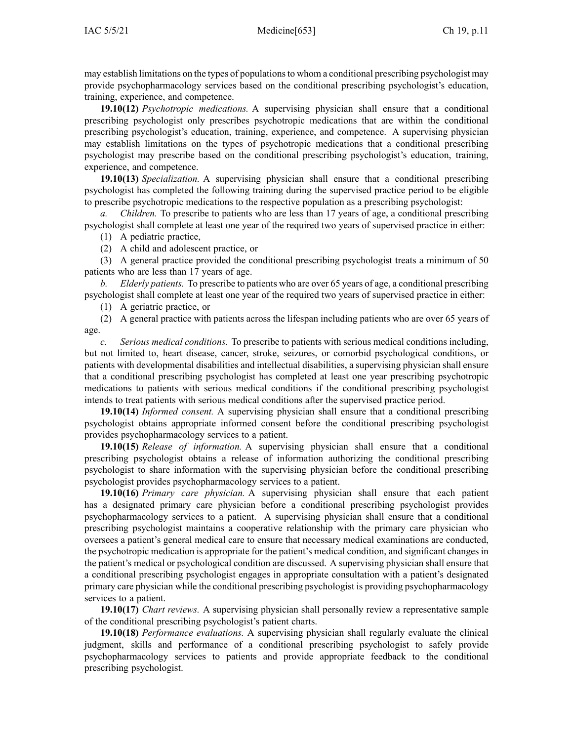may establish limitations on the types of populations to whom a conditional prescribing psychologist may provide psychopharmacology services based on the conditional prescribing psychologist's education, training, experience, and competence.

**19.10(12)** *Psychotropic medications.* A supervising physician shall ensure that a conditional prescribing psychologist only prescribes psychotropic medications that are within the conditional prescribing psychologist's education, training, experience, and competence. A supervising physician may establish limitations on the types of psychotropic medications that a conditional prescribing psychologist may prescribe based on the conditional prescribing psychologist's education, training, experience, and competence.

**19.10(13)** *Specialization.* A supervising physician shall ensure that a conditional prescribing psychologist has completed the following training during the supervised practice period to be eligible to prescribe psychotropic medications to the respective population as a prescribing psychologist:

*a.* *Children.* To prescribe to patients who are less than 17 years of age, a conditional prescribing psychologist shall complete at least one year of the required two years of supervised practice in either:

(1) A pediatric practice,

(2) A child and adolescent practice, or

(3) A general practice provided the conditional prescribing psychologist treats a minimum of 50 patients who are less than 17 years of age.

*b.* *Elderly patients.* To prescribe to patients who are over 65 years of age, a conditional prescribing psychologist shall complete at least one year of the required two years of supervised practice in either:

(1) A geriatric practice, or

(2) A general practice with patients across the lifespan including patients who are over 65 years of age.

*c.* *Serious medical conditions.* To prescribe to patients with serious medical conditions including, but not limited to, heart disease, cancer, stroke, seizures, or comorbid psychological conditions, or patients with developmental disabilities and intellectual disabilities, a supervising physician shall ensure that a conditional prescribing psychologist has completed at least one year prescribing psychotropic medications to patients with serious medical conditions if the conditional prescribing psychologist intends to treat patients with serious medical conditions after the supervised practice period.

**19.10(14)** *Informed consent.* A supervising physician shall ensure that a conditional prescribing psychologist obtains appropriate informed consent before the conditional prescribing psychologist provides psychopharmacology services to a patient.

**19.10(15)** *Release of information.* A supervising physician shall ensure that a conditional prescribing psychologist obtains a release of information authorizing the conditional prescribing psychologist to share information with the supervising physician before the conditional prescribing psychologist provides psychopharmacology services to a patient.

**19.10(16)** *Primary care physician.* A supervising physician shall ensure that each patient has a designated primary care physician before a conditional prescribing psychologist provides psychopharmacology services to a patient. A supervising physician shall ensure that a conditional prescribing psychologist maintains a cooperative relationship with the primary care physician who oversees a patient's general medical care to ensure that necessary medical examinations are conducted, the psychotropic medication is appropriate for the patient's medical condition, and significant changes in the patient's medical or psychological condition are discussed. A supervising physician shall ensure that a conditional prescribing psychologist engages in appropriate consultation with a patient's designated primary care physician while the conditional prescribing psychologist is providing psychopharmacology services to a patient.

**19.10(17)** *Chart reviews.* A supervising physician shall personally review a representative sample of the conditional prescribing psychologist's patient charts.

**19.10(18)** *Performance evaluations.* A supervising physician shall regularly evaluate the clinical judgment, skills and performance of a conditional prescribing psychologist to safely provide psychopharmacology services to patients and provide appropriate feedback to the conditional prescribing psychologist.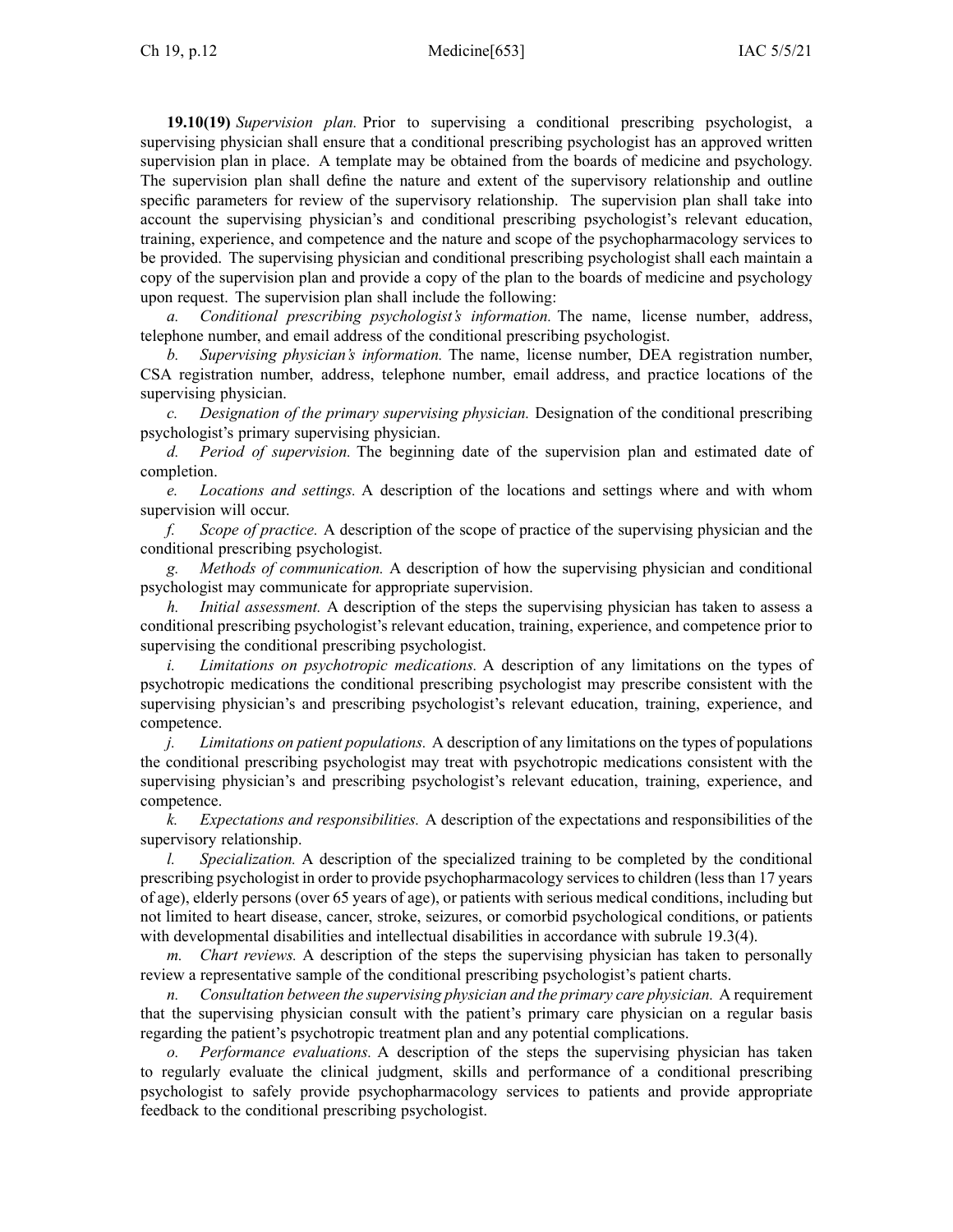**19.10(19)** *Supervision plan.* Prior to supervising a conditional prescribing psychologist, a supervising physician shall ensure that a conditional prescribing psychologist has an approved written supervision plan in place. A template may be obtained from the boards of medicine and psychology. The supervision plan shall define the nature and extent of the supervisory relationship and outline specific parameters for review of the supervisory relationship. The supervision plan shall take into account the supervising physician's and conditional prescribing psychologist's relevant education, training, experience, and competence and the nature and scope of the psychopharmacology services to be provided. The supervising physician and conditional prescribing psychologist shall each maintain a copy of the supervision plan and provide a copy of the plan to the boards of medicine and psychology upon request. The supervision plan shall include the following:

*a. Conditional prescribing psychologist's information.* The name, license number, address, telephone number, and email address of the conditional prescribing psychologist.

*b. Supervising physician's information.* The name, license number, DEA registration number, CSA registration number, address, telephone number, email address, and practice locations of the supervising physician.

*c. Designation of the primary supervising physician.* Designation of the conditional prescribing psychologist's primary supervising physician.

*d. Period of supervision.* The beginning date of the supervision plan and estimated date of completion.

*e. Locations and settings.* A description of the locations and settings where and with whom supervision will occur.

*f. Scope of practice.* A description of the scope of practice of the supervising physician and the conditional prescribing psychologist.

*g. Methods of communication.* A description of how the supervising physician and conditional psychologist may communicate for appropriate supervision.

*h. Initial assessment.* A description of the steps the supervising physician has taken to assess a conditional prescribing psychologist's relevant education, training, experience, and competence prior to supervising the conditional prescribing psychologist.

*i. Limitations on psychotropic medications.* A description of any limitations on the types of psychotropic medications the conditional prescribing psychologist may prescribe consistent with the supervising physician's and prescribing psychologist's relevant education, training, experience, and competence.

*j. Limitations on patient populations.* A description of any limitations on the types of populations the conditional prescribing psychologist may treat with psychotropic medications consistent with the supervising physician's and prescribing psychologist's relevant education, training, experience, and competence.

*k. Expectations and responsibilities.* A description of the expectations and responsibilities of the supervisory relationship.

*l. Specialization.* A description of the specialized training to be completed by the conditional prescribing psychologist in order to provide psychopharmacology services to children (less than 17 years of age), elderly persons (over 65 years of age), or patients with serious medical conditions, including but not limited to heart disease, cancer, stroke, seizures, or comorbid psychological conditions, or patients with developmental disabilities and intellectual disabilities in accordance with subrule 19.3(4).

*m. Chart reviews.* A description of the steps the supervising physician has taken to personally review a representative sample of the conditional prescribing psychologist's patient charts.

*n. Consultation between the supervising physician and the primary care physician.* A requirement that the supervising physician consult with the patient's primary care physician on a regular basis regarding the patient's psychotropic treatment plan and any potential complications.

*o. Performance evaluations.* A description of the steps the supervising physician has taken to regularly evaluate the clinical judgment, skills and performance of a conditional prescribing psychologist to safely provide psychopharmacology services to patients and provide appropriate feedback to the conditional prescribing psychologist.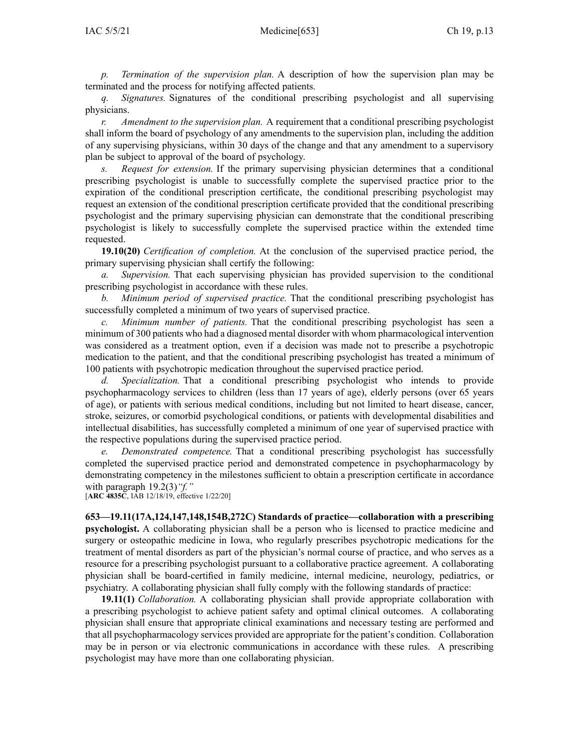*p. Termination of the supervision plan.* A description of how the supervision plan may be terminated and the process for notifying affected patients.

*q. Signatures.* Signatures of the conditional prescribing psychologist and all supervising physicians.

*r. Amendment to the supervision plan.* A requirement that a conditional prescribing psychologist shall inform the board of psychology of any amendments to the supervision plan, including the addition of any supervising physicians, within 30 days of the change and that any amendment to a supervisory plan be subject to approval of the board of psychology.

*s. Request for extension.* If the primary supervising physician determines that a conditional prescribing psychologist is unable to successfully complete the supervised practice prior to the expiration of the conditional prescription certificate, the conditional prescribing psychologist may request an extension of the conditional prescription certificate provided that the conditional prescribing psychologist and the primary supervising physician can demonstrate that the conditional prescribing psychologist is likely to successfully complete the supervised practice within the extended time requested.

**19.10(20)** *Certification of completion.* At the conclusion of the supervised practice period, the primary supervising physician shall certify the following:

*a. Supervision.* That each supervising physician has provided supervision to the conditional prescribing psychologist in accordance with these rules.

*b. Minimum period of supervised practice.* That the conditional prescribing psychologist has successfully completed a minimum of two years of supervised practice.

*c. Minimum number of patients.* That the conditional prescribing psychologist has seen a minimum of 300 patients who had a diagnosed mental disorder with whom pharmacological intervention was considered as a treatment option, even if a decision was made not to prescribe a psychotropic medication to the patient, and that the conditional prescribing psychologist has treated a minimum of 100 patients with psychotropic medication throughout the supervised practice period.

*d. Specialization.* That a conditional prescribing psychologist who intends to provide psychopharmacology services to children (less than 17 years of age), elderly persons (over 65 years of age), or patients with serious medical conditions, including but not limited to heart disease, cancer, stroke, seizures, or comorbid psychological conditions, or patients with developmental disabilities and intellectual disabilities, has successfully completed a minimum of one year of supervised practice with the respective populations during the supervised practice period.

*e. Demonstrated competence.* That a conditional prescribing psychologist has successfully completed the supervised practice period and demonstrated competence in psychopharmacology by demonstrating competency in the milestones sufficient to obtain a prescription certificate in accordance with paragraph 19.2(3)*"f."*

[**ARC 4835C**, IAB 12/18/19, effective 1/22/20]

**653—19.11(17A,124,147,148,154B,272C) Standards of practice—collaboration with a prescribing psychologist.** A collaborating physician shall be a person who is licensed to practice medicine and surgery or osteopathic medicine in Iowa, who regularly prescribes psychotropic medications for the treatment of mental disorders as part of the physician's normal course of practice, and who serves as a resource for a prescribing psychologist pursuant to a collaborative practice agreement. A collaborating physician shall be board-certified in family medicine, internal medicine, neurology, pediatrics, or psychiatry. A collaborating physician shall fully comply with the following standards of practice:

**19.11(1)** *Collaboration.* A collaborating physician shall provide appropriate collaboration with a prescribing psychologist to achieve patient safety and optimal clinical outcomes. A collaborating physician shall ensure that appropriate clinical examinations and necessary testing are performed and that all psychopharmacology services provided are appropriate for the patient's condition. Collaboration may be in person or via electronic communications in accordance with these rules. A prescribing psychologist may have more than one collaborating physician.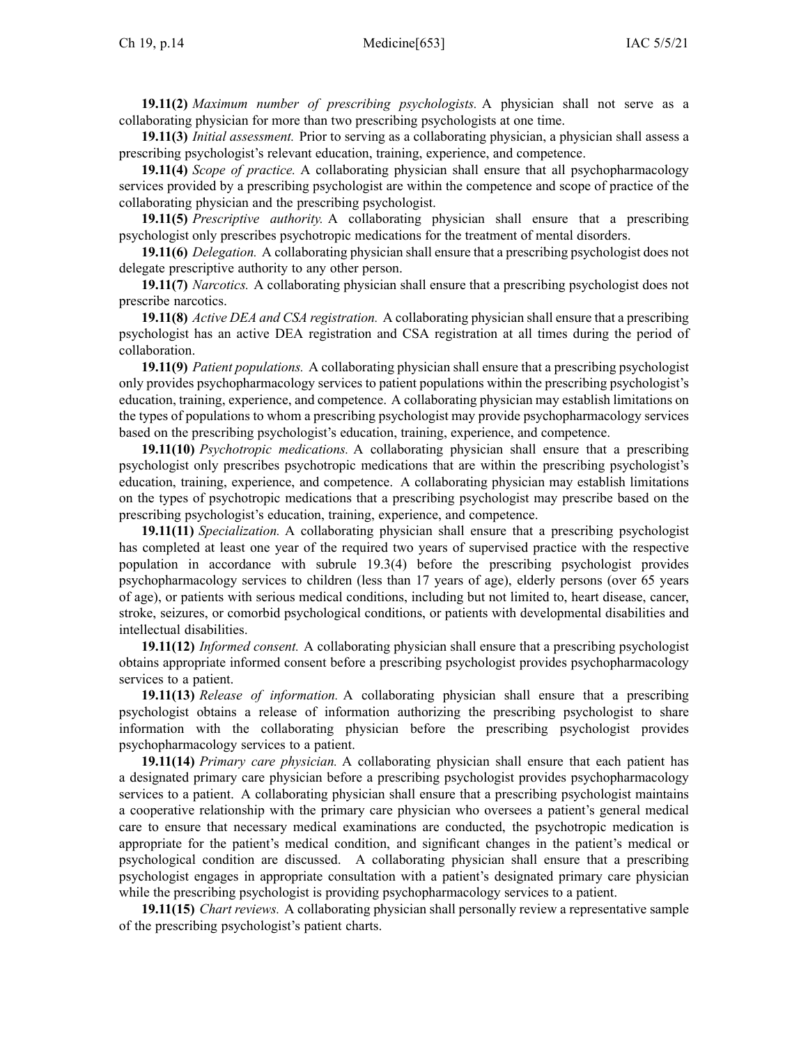**19.11(2)** *Maximum number of prescribing psychologists.* A physician shall not serve as a collaborating physician for more than two prescribing psychologists at one time.

**19.11(3)** *Initial assessment.* Prior to serving as a collaborating physician, a physician shall assess a prescribing psychologist's relevant education, training, experience, and competence.

**19.11(4)** *Scope of practice.* A collaborating physician shall ensure that all psychopharmacology services provided by a prescribing psychologist are within the competence and scope of practice of the collaborating physician and the prescribing psychologist.

**19.11(5)** *Prescriptive authority.* A collaborating physician shall ensure that a prescribing psychologist only prescribes psychotropic medications for the treatment of mental disorders.

**19.11(6)** *Delegation.* A collaborating physician shall ensure that a prescribing psychologist does not delegate prescriptive authority to any other person.

**19.11(7)** *Narcotics.* A collaborating physician shall ensure that a prescribing psychologist does not prescribe narcotics.

**19.11(8)** *Active DEA and CSA registration.* A collaborating physician shall ensure that a prescribing psychologist has an active DEA registration and CSA registration at all times during the period of collaboration.

**19.11(9)** *Patient populations.* A collaborating physician shall ensure that a prescribing psychologist only provides psychopharmacology services to patient populations within the prescribing psychologist's education, training, experience, and competence. A collaborating physician may establish limitations on the types of populations to whom a prescribing psychologist may provide psychopharmacology services based on the prescribing psychologist's education, training, experience, and competence.

**19.11(10)** *Psychotropic medications.* A collaborating physician shall ensure that a prescribing psychologist only prescribes psychotropic medications that are within the prescribing psychologist's education, training, experience, and competence. A collaborating physician may establish limitations on the types of psychotropic medications that a prescribing psychologist may prescribe based on the prescribing psychologist's education, training, experience, and competence.

**19.11(11)** *Specialization.* A collaborating physician shall ensure that a prescribing psychologist has completed at least one year of the required two years of supervised practice with the respective population in accordance with subrule 19.3(4) before the prescribing psychologist provides psychopharmacology services to children (less than 17 years of age), elderly persons (over 65 years of age), or patients with serious medical conditions, including but not limited to, heart disease, cancer, stroke, seizures, or comorbid psychological conditions, or patients with developmental disabilities and intellectual disabilities.

**19.11(12)** *Informed consent.* A collaborating physician shall ensure that a prescribing psychologist obtains appropriate informed consent before a prescribing psychologist provides psychopharmacology services to a patient.

**19.11(13)** *Release of information.* A collaborating physician shall ensure that a prescribing psychologist obtains a release of information authorizing the prescribing psychologist to share information with the collaborating physician before the prescribing psychologist provides psychopharmacology services to a patient.

**19.11(14)** *Primary care physician.* A collaborating physician shall ensure that each patient has a designated primary care physician before a prescribing psychologist provides psychopharmacology services to a patient. A collaborating physician shall ensure that a prescribing psychologist maintains a cooperative relationship with the primary care physician who oversees a patient's general medical care to ensure that necessary medical examinations are conducted, the psychotropic medication is appropriate for the patient's medical condition, and significant changes in the patient's medical or psychological condition are discussed. A collaborating physician shall ensure that a prescribing psychologist engages in appropriate consultation with a patient's designated primary care physician while the prescribing psychologist is providing psychopharmacology services to a patient.

**19.11(15)** *Chart reviews.* A collaborating physician shall personally review a representative sample of the prescribing psychologist's patient charts.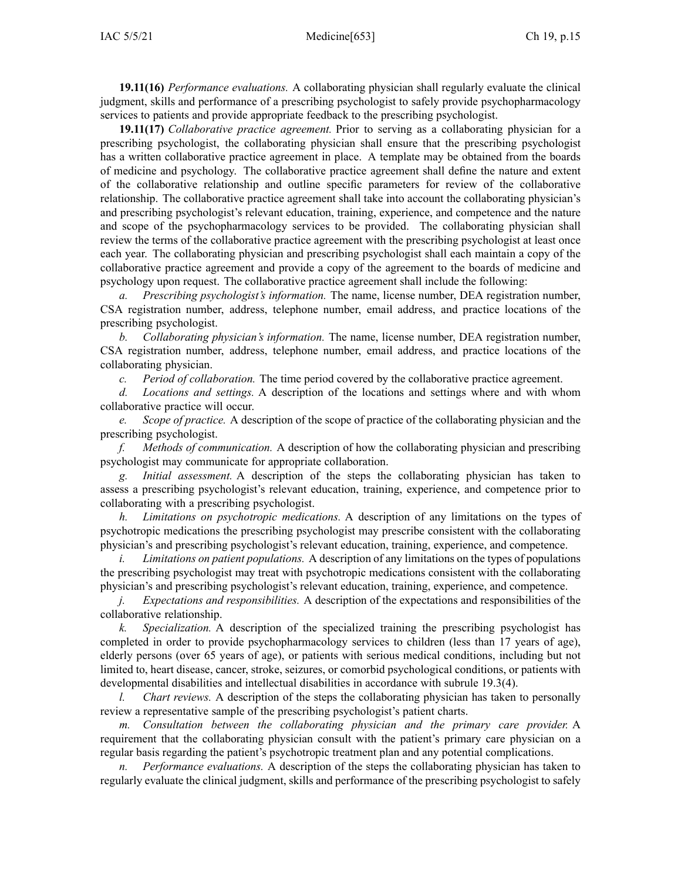**19.11(16)** *Performance evaluations.* A collaborating physician shall regularly evaluate the clinical judgment, skills and performance of a prescribing psychologist to safely provide psychopharmacology services to patients and provide appropriate feedback to the prescribing psychologist.

**19.11(17)** *Collaborative practice agreement.* Prior to serving as a collaborating physician for a prescribing psychologist, the collaborating physician shall ensure that the prescribing psychologist has a written collaborative practice agreement in place. A template may be obtained from the boards of medicine and psychology. The collaborative practice agreement shall define the nature and extent of the collaborative relationship and outline specific parameters for review of the collaborative relationship. The collaborative practice agreement shall take into account the collaborating physician's and prescribing psychologist's relevant education, training, experience, and competence and the nature and scope of the psychopharmacology services to be provided. The collaborating physician shall review the terms of the collaborative practice agreement with the prescribing psychologist at least once each year. The collaborating physician and prescribing psychologist shall each maintain a copy of the collaborative practice agreement and provide a copy of the agreement to the boards of medicine and psychology upon request. The collaborative practice agreement shall include the following:

*a. Prescribing psychologist's information.* The name, license number, DEA registration number, CSA registration number, address, telephone number, email address, and practice locations of the prescribing psychologist.

*b. Collaborating physician's information.* The name, license number, DEA registration number, CSA registration number, address, telephone number, email address, and practice locations of the collaborating physician.

*c. Period of collaboration.* The time period covered by the collaborative practice agreement.

*d. Locations and settings.* A description of the locations and settings where and with whom collaborative practice will occur.

*e. Scope of practice.* A description of the scope of practice of the collaborating physician and the prescribing psychologist.

*f. Methods of communication.* A description of how the collaborating physician and prescribing psychologist may communicate for appropriate collaboration.

*g. Initial assessment.* A description of the steps the collaborating physician has taken to assess a prescribing psychologist's relevant education, training, experience, and competence prior to collaborating with a prescribing psychologist.

*h. Limitations on psychotropic medications.* A description of any limitations on the types of psychotropic medications the prescribing psychologist may prescribe consistent with the collaborating physician's and prescribing psychologist's relevant education, training, experience, and competence.

*i. Limitations on patient populations.* A description of any limitations on the types of populations the prescribing psychologist may treat with psychotropic medications consistent with the collaborating physician's and prescribing psychologist's relevant education, training, experience, and competence.

*j. Expectations and responsibilities.* A description of the expectations and responsibilities of the collaborative relationship.

*k. Specialization.* A description of the specialized training the prescribing psychologist has completed in order to provide psychopharmacology services to children (less than 17 years of age), elderly persons (over 65 years of age), or patients with serious medical conditions, including but not limited to, heart disease, cancer, stroke, seizures, or comorbid psychological conditions, or patients with developmental disabilities and intellectual disabilities in accordance with subrule 19.3(4).

*l. Chart reviews.* A description of the steps the collaborating physician has taken to personally review a representative sample of the prescribing psychologist's patient charts.

*m. Consultation between the collaborating physician and the primary care provider.* A requirement that the collaborating physician consult with the patient's primary care physician on a regular basis regarding the patient's psychotropic treatment plan and any potential complications.

*n. Performance evaluations.* A description of the steps the collaborating physician has taken to regularly evaluate the clinical judgment, skills and performance of the prescribing psychologist to safely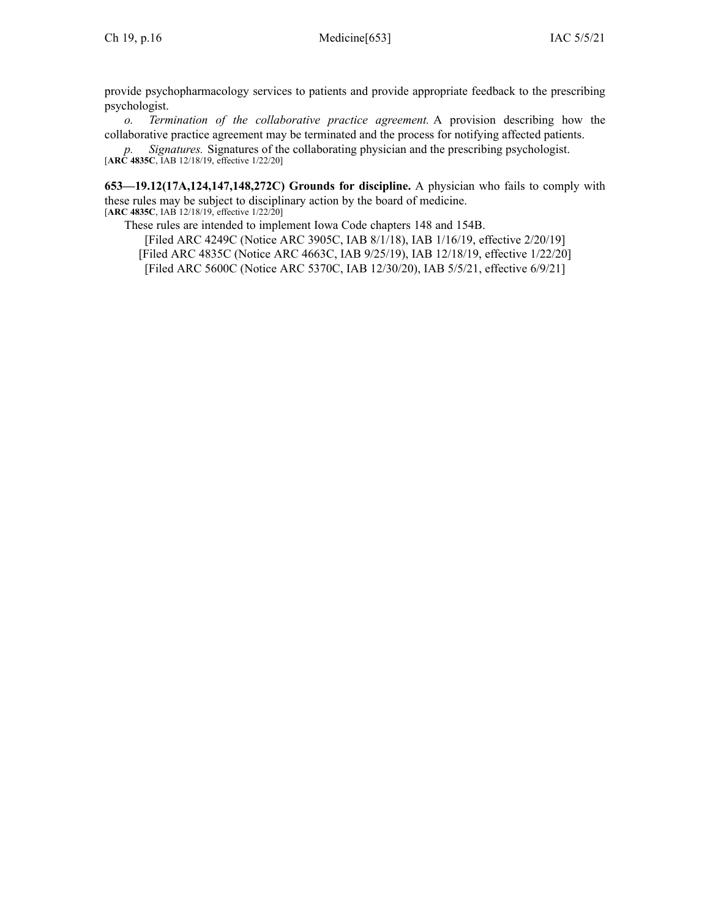provide psychopharmacology services to patients and provide appropriate feedback to the prescribing psychologist.

*o. Termination of the collaborative practice agreement.* A provision describing how the collaborative practice agreement may be terminated and the process for notifying affected patients.

*p. Signatures.* Signatures of the collaborating physician and the prescribing psychologist.
[**ARC 4835C**, IAB 12/18/19, effective 1/22/20]

**653—19.12(17A,124,147,148,272C) Grounds for discipline.** A physician who fails to comply with these rules may be subject to disciplinary action by the board of medicine.
[**ARC 4835C**, IAB 12/18/19, effective 1/22/20]

These rules are intended to implement Iowa Code chapters 148 and 154B.

[Filed ARC 4249C (Notice ARC 3905C, IAB 8/1/18), IAB 1/16/19, effective 2/20/19]
[Filed ARC 4835C (Notice ARC 4663C, IAB 9/25/19), IAB 12/18/19, effective 1/22/20]
[Filed ARC 5600C (Notice ARC 5370C, IAB 12/30/20), IAB 5/5/21, effective 6/9/21]